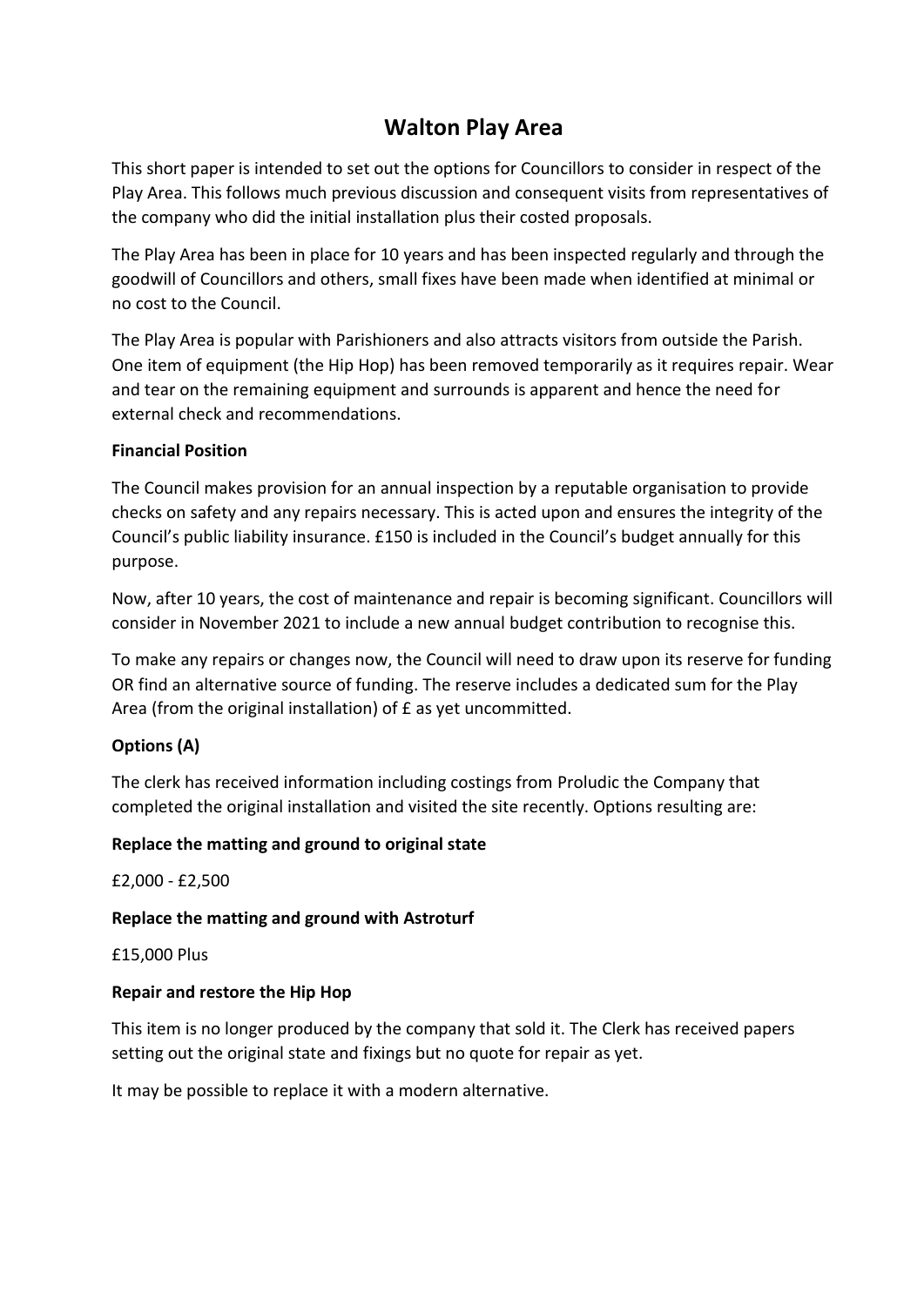# Walton Play Area

This short paper is intended to set out the options for Councillors to consider in respect of the Play Area. This follows much previous discussion and consequent visits from representatives of the company who did the initial installation plus their costed proposals.

The Play Area has been in place for 10 years and has been inspected regularly and through the goodwill of Councillors and others, small fixes have been made when identified at minimal or no cost to the Council.

The Play Area is popular with Parishioners and also attracts visitors from outside the Parish. One item of equipment (the Hip Hop) has been removed temporarily as it requires repair. Wear and tear on the remaining equipment and surrounds is apparent and hence the need for external check and recommendations.

**Financial Position**

The Council makes provision for an annual inspection by a reputable organisation to provide checks on safety and any repairs necessary. This is acted upon and ensures the integrity of the Council's public liability insurance. £150 is included in the Council's budget annually for this purpose.

Now, after 10 years, the cost of maintenance and repair is becoming significant. Councillors will consider in November 2021 to include a new annual budget contribution to recognise this.

To make any repairs or changes now, the Council will need to draw upon its reserve for funding OR find an alternative source of funding. The reserve includes a dedicated sum for the Play Area (from the original installation) of £ as yet uncommitted.

## Options (A)

The clerk has received information including costings from Proludic the Company that completed the original installation and visited the site recently. Options resulting are:

**Replace the matting and ground to original state**

£2,000 - £2,500

**Replace the matting and ground with Astroturf**

£15,000 Plus

**Repair and restore the Hip Hop**

This item is no longer produced by the company that sold it. The Clerk has received papers setting out the original state and fixings but no quote for repair as yet.

It may be possible to replace it with a modern alternative.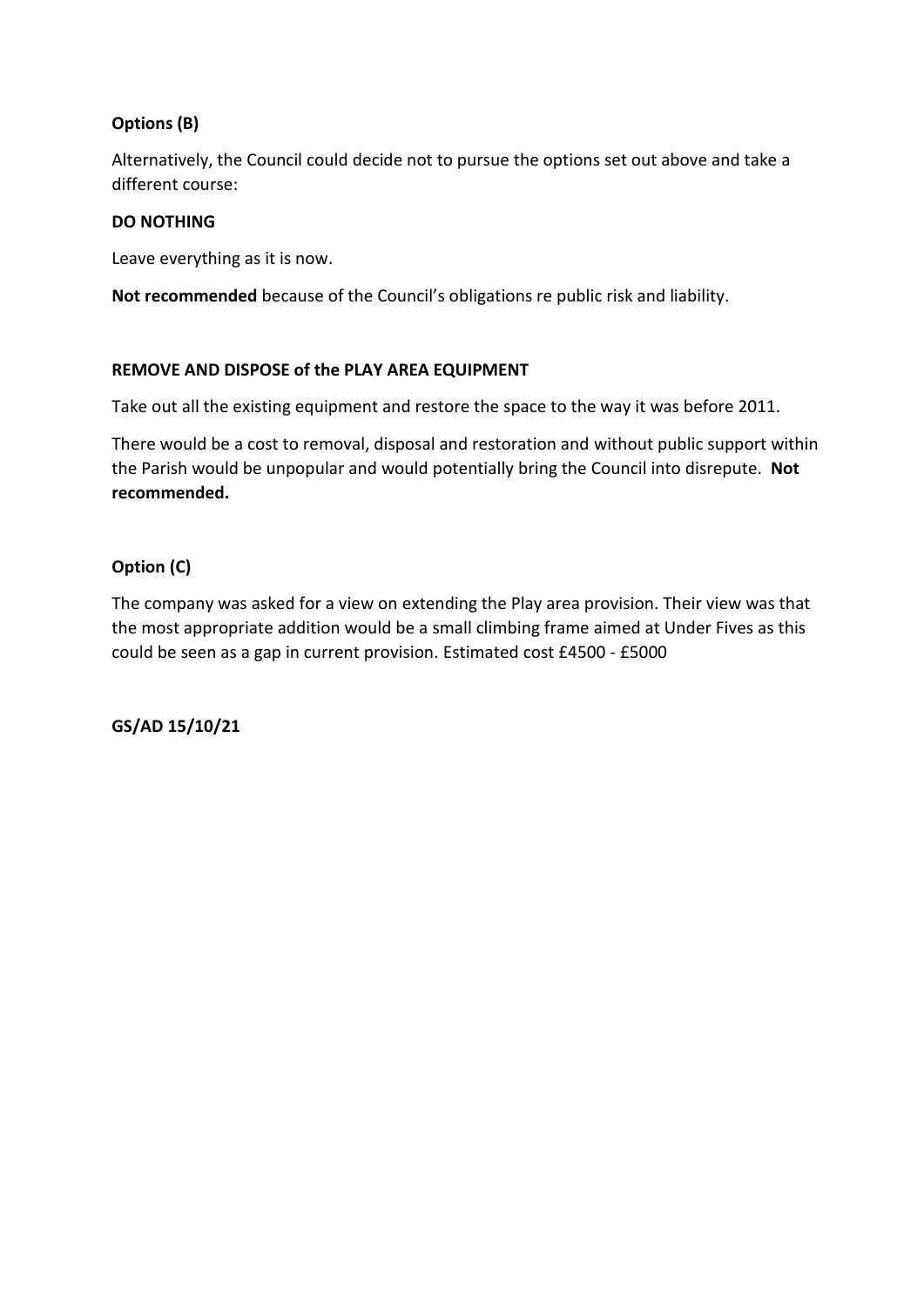**Options (B)**

Alternatively, the Council could decide not to pursue the options set out above and take a different course:

**DO NOTHING**

Leave everything as it is now.

**Not recommended** because of the Council's obligations re public risk and liability.

**REMOVE AND DISPOSE of the PLAY AREA EQUIPMENT**

Take out all the existing equipment and restore the space to the way it was before 2011.

There would be a cost to removal, disposal and restoration and without public support within the Parish would be unpopular and would potentially bring the Council into disrepute. **Not recommended.**

**Option (C)**

The company was asked for a view on extending the Play area provision. Their view was that the most appropriate addition would be a small climbing frame aimed at Under Fives as this could be seen as a gap in current provision. Estimated cost £4500 - £5000

**GS/AD 15/10/21**